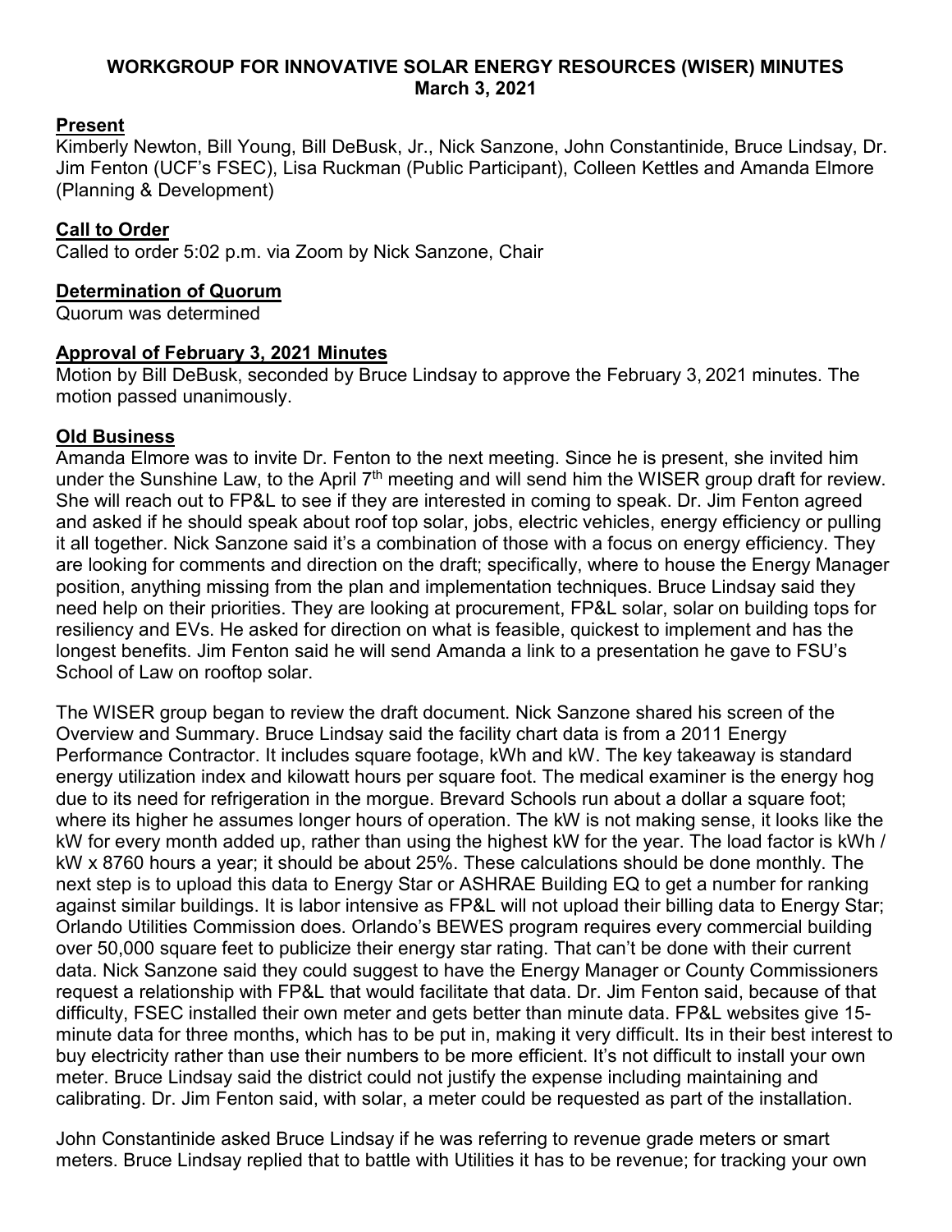# WORKGROUP FOR INNOVATIVE SOLAR ENERGY RESOURCES (WISER) MINUTES
**March 3, 2021**

## Present

Kimberly Newton, Bill Young, Bill DeBusk, Jr., Nick Sanzone, John Constantinide, Bruce Lindsay, Dr. Jim Fenton (UCF's FSEC), Lisa Ruckman (Public Participant), Colleen Kettles and Amanda Elmore (Planning & Development)

## Call to Order

Called to order 5:02 p.m. via Zoom by Nick Sanzone, Chair

## Determination of Quorum

Quorum was determined

## Approval of February 3, 2021 Minutes

Motion by Bill DeBusk, seconded by Bruce Lindsay to approve the February 3, 2021 minutes. The motion passed unanimously.

## Old Business

Amanda Elmore was to invite Dr. Fenton to the next meeting. Since he is present, she invited him under the Sunshine Law, to the April 7th meeting and will send him the WISER group draft for review. She will reach out to FP&L to see if they are interested in coming to speak. Dr. Jim Fenton agreed and asked if he should speak about roof top solar, jobs, electric vehicles, energy efficiency or pulling it all together. Nick Sanzone said it's a combination of those with a focus on energy efficiency. They are looking for comments and direction on the draft; specifically, where to house the Energy Manager position, anything missing from the plan and implementation techniques. Bruce Lindsay said they need help on their priorities. They are looking at procurement, FP&L solar, solar on building tops for resiliency and EVs. He asked for direction on what is feasible, quickest to implement and has the longest benefits. Jim Fenton said he will send Amanda a link to a presentation he gave to FSU's School of Law on rooftop solar.

The WISER group began to review the draft document. Nick Sanzone shared his screen of the Overview and Summary. Bruce Lindsay said the facility chart data is from a 2011 Energy Performance Contractor. It includes square footage, kWh and kW. The key takeaway is standard energy utilization index and kilowatt hours per square foot. The medical examiner is the energy hog due to its need for refrigeration in the morgue. Brevard Schools run about a dollar a square foot; where its higher he assumes longer hours of operation. The kW is not making sense, it looks like the kW for every month added up, rather than using the highest kW for the year. The load factor is kWh / kW x 8760 hours a year; it should be about 25%. These calculations should be done monthly. The next step is to upload this data to Energy Star or ASHRAE Building EQ to get a number for ranking against similar buildings. It is labor intensive as FP&L will not upload their billing data to Energy Star; Orlando Utilities Commission does. Orlando's BEWES program requires every commercial building over 50,000 square feet to publicize their energy star rating. That can't be done with their current data. Nick Sanzone said they could suggest to have the Energy Manager or County Commissioners request a relationship with FP&L that would facilitate that data. Dr. Jim Fenton said, because of that difficulty, FSEC installed their own meter and gets better than minute data. FP&L websites give 15-minute data for three months, which has to be put in, making it very difficult. Its in their best interest to buy electricity rather than use their numbers to be more efficient. It's not difficult to install your own meter. Bruce Lindsay said the district could not justify the expense including maintaining and calibrating. Dr. Jim Fenton said, with solar, a meter could be requested as part of the installation.

John Constantinide asked Bruce Lindsay if he was referring to revenue grade meters or smart meters. Bruce Lindsay replied that to battle with Utilities it has to be revenue; for tracking your own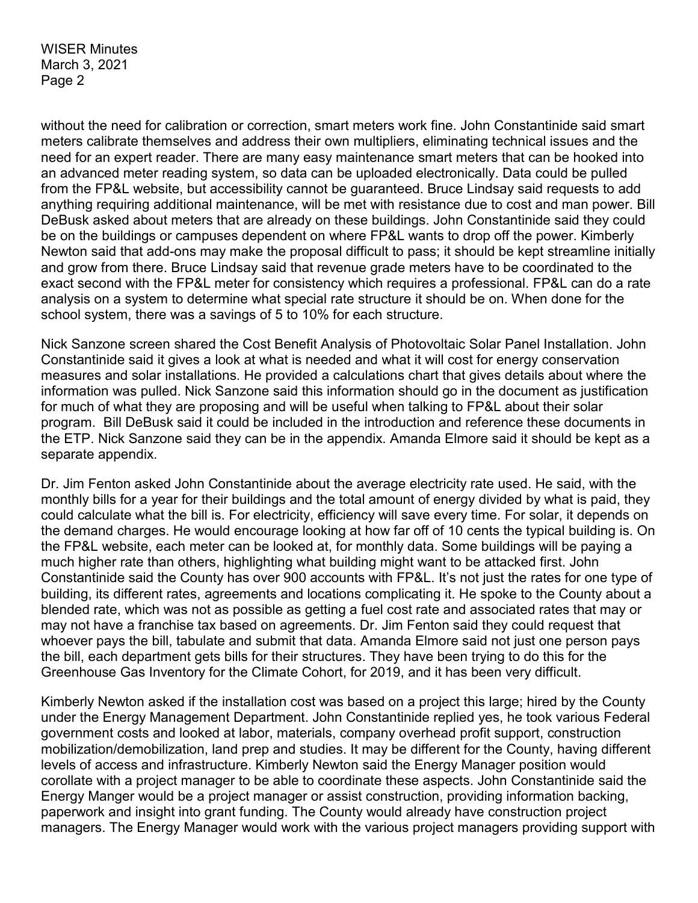without the need for calibration or correction, smart meters work fine. John Constantinide said smart meters calibrate themselves and address their own multipliers, eliminating technical issues and the need for an expert reader. There are many easy maintenance smart meters that can be hooked into an advanced meter reading system, so data can be uploaded electronically. Data could be pulled from the FP&L website, but accessibility cannot be guaranteed. Bruce Lindsay said requests to add anything requiring additional maintenance, will be met with resistance due to cost and man power. Bill DeBusk asked about meters that are already on these buildings. John Constantinide said they could be on the buildings or campuses dependent on where FP&L wants to drop off the power. Kimberly Newton said that add-ons may make the proposal difficult to pass; it should be kept streamline initially and grow from there. Bruce Lindsay said that revenue grade meters have to be coordinated to the exact second with the FP&L meter for consistency which requires a professional. FP&L can do a rate analysis on a system to determine what special rate structure it should be on. When done for the school system, there was a savings of 5 to 10% for each structure.

Nick Sanzone screen shared the Cost Benefit Analysis of Photovoltaic Solar Panel Installation. John Constantinide said it gives a look at what is needed and what it will cost for energy conservation measures and solar installations. He provided a calculations chart that gives details about where the information was pulled. Nick Sanzone said this information should go in the document as justification for much of what they are proposing and will be useful when talking to FP&L about their solar program. Bill DeBusk said it could be included in the introduction and reference these documents in the ETP. Nick Sanzone said they can be in the appendix. Amanda Elmore said it should be kept as a separate appendix.

Dr. Jim Fenton asked John Constantinide about the average electricity rate used. He said, with the monthly bills for a year for their buildings and the total amount of energy divided by what is paid, they could calculate what the bill is. For electricity, efficiency will save every time. For solar, it depends on the demand charges. He would encourage looking at how far off of 10 cents the typical building is. On the FP&L website, each meter can be looked at, for monthly data. Some buildings will be paying a much higher rate than others, highlighting what building might want to be attacked first. John Constantinide said the County has over 900 accounts with FP&L. It's not just the rates for one type of building, its different rates, agreements and locations complicating it. He spoke to the County about a blended rate, which was not as possible as getting a fuel cost rate and associated rates that may or may not have a franchise tax based on agreements. Dr. Jim Fenton said they could request that whoever pays the bill, tabulate and submit that data. Amanda Elmore said not just one person pays the bill, each department gets bills for their structures. They have been trying to do this for the Greenhouse Gas Inventory for the Climate Cohort, for 2019, and it has been very difficult.

Kimberly Newton asked if the installation cost was based on a project this large; hired by the County under the Energy Management Department. John Constantinide replied yes, he took various Federal government costs and looked at labor, materials, company overhead profit support, construction mobilization/demobilization, land prep and studies. It may be different for the County, having different levels of access and infrastructure. Kimberly Newton said the Energy Manager position would corollate with a project manager to be able to coordinate these aspects. John Constantinide said the Energy Manger would be a project manager or assist construction, providing information backing, paperwork and insight into grant funding. The County would already have construction project managers. The Energy Manager would work with the various project managers providing support with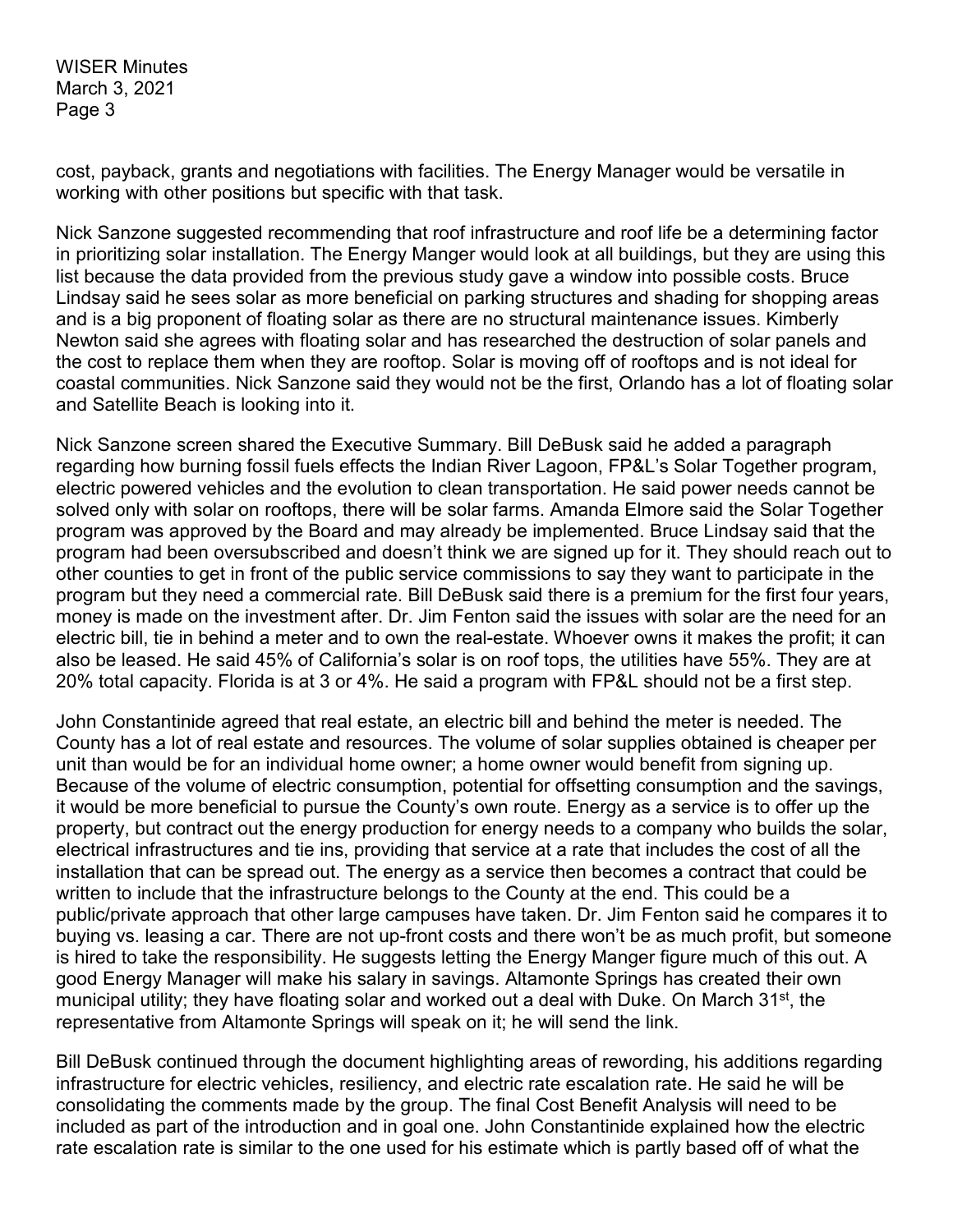cost, payback, grants and negotiations with facilities. The Energy Manager would be versatile in working with other positions but specific with that task.

Nick Sanzone suggested recommending that roof infrastructure and roof life be a determining factor in prioritizing solar installation. The Energy Manger would look at all buildings, but they are using this list because the data provided from the previous study gave a window into possible costs. Bruce Lindsay said he sees solar as more beneficial on parking structures and shading for shopping areas and is a big proponent of floating solar as there are no structural maintenance issues. Kimberly Newton said she agrees with floating solar and has researched the destruction of solar panels and the cost to replace them when they are rooftop. Solar is moving off of rooftops and is not ideal for coastal communities. Nick Sanzone said they would not be the first, Orlando has a lot of floating solar and Satellite Beach is looking into it.

Nick Sanzone screen shared the Executive Summary. Bill DeBusk said he added a paragraph regarding how burning fossil fuels effects the Indian River Lagoon, FP&L's Solar Together program, electric powered vehicles and the evolution to clean transportation. He said power needs cannot be solved only with solar on rooftops, there will be solar farms. Amanda Elmore said the Solar Together program was approved by the Board and may already be implemented. Bruce Lindsay said that the program had been oversubscribed and doesn't think we are signed up for it. They should reach out to other counties to get in front of the public service commissions to say they want to participate in the program but they need a commercial rate. Bill DeBusk said there is a premium for the first four years, money is made on the investment after. Dr. Jim Fenton said the issues with solar are the need for an electric bill, tie in behind a meter and to own the real-estate. Whoever owns it makes the profit; it can also be leased. He said 45% of California's solar is on roof tops, the utilities have 55%. They are at 20% total capacity. Florida is at 3 or 4%. He said a program with FP&L should not be a first step.

John Constantinide agreed that real estate, an electric bill and behind the meter is needed. The County has a lot of real estate and resources. The volume of solar supplies obtained is cheaper per unit than would be for an individual home owner; a home owner would benefit from signing up. Because of the volume of electric consumption, potential for offsetting consumption and the savings, it would be more beneficial to pursue the County's own route. Energy as a service is to offer up the property, but contract out the energy production for energy needs to a company who builds the solar, electrical infrastructures and tie ins, providing that service at a rate that includes the cost of all the installation that can be spread out. The energy as a service then becomes a contract that could be written to include that the infrastructure belongs to the County at the end. This could be a public/private approach that other large campuses have taken. Dr. Jim Fenton said he compares it to buying vs. leasing a car. There are not up-front costs and there won't be as much profit, but someone is hired to take the responsibility. He suggests letting the Energy Manger figure much of this out. A good Energy Manager will make his salary in savings. Altamonte Springs has created their own municipal utility; they have floating solar and worked out a deal with Duke. On March 31st, the representative from Altamonte Springs will speak on it; he will send the link.

Bill DeBusk continued through the document highlighting areas of rewording, his additions regarding infrastructure for electric vehicles, resiliency, and electric rate escalation rate. He said he will be consolidating the comments made by the group. The final Cost Benefit Analysis will need to be included as part of the introduction and in goal one. John Constantinide explained how the electric rate escalation rate is similar to the one used for his estimate which is partly based off of what the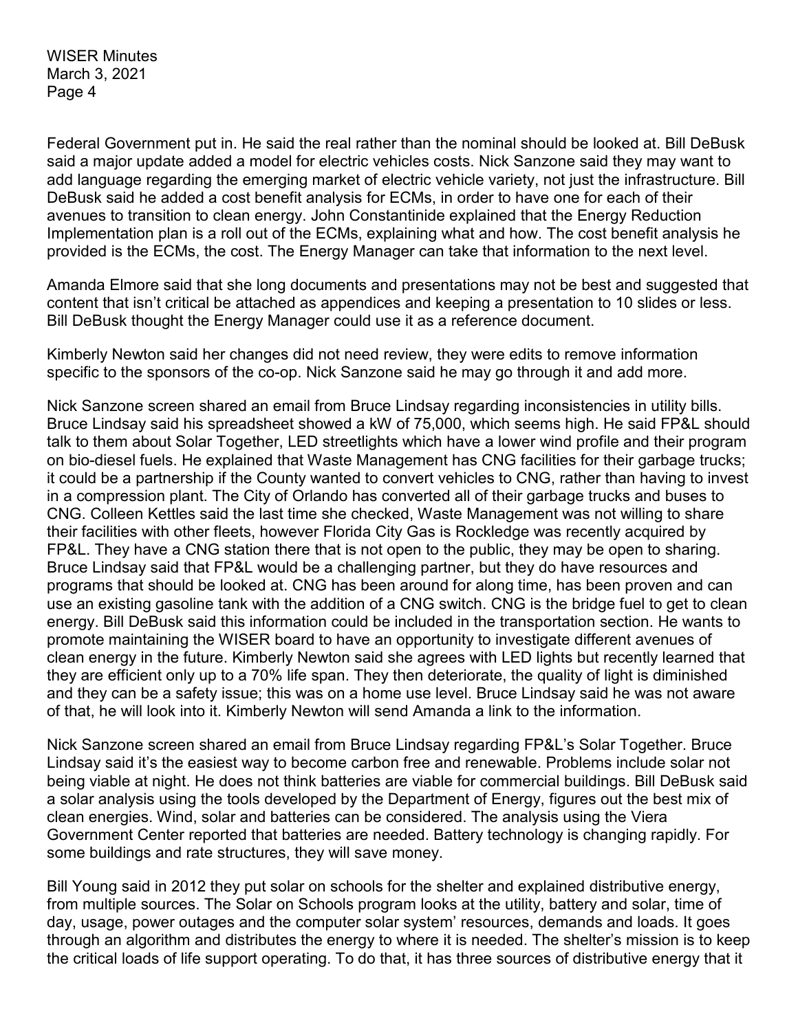Federal Government put in. He said the real rather than the nominal should be looked at. Bill DeBusk said a major update added a model for electric vehicles costs. Nick Sanzone said they may want to add language regarding the emerging market of electric vehicle variety, not just the infrastructure. Bill DeBusk said he added a cost benefit analysis for ECMs, in order to have one for each of their avenues to transition to clean energy. John Constantinide explained that the Energy Reduction Implementation plan is a roll out of the ECMs, explaining what and how. The cost benefit analysis he provided is the ECMs, the cost. The Energy Manager can take that information to the next level.

Amanda Elmore said that she long documents and presentations may not be best and suggested that content that isn't critical be attached as appendices and keeping a presentation to 10 slides or less. Bill DeBusk thought the Energy Manager could use it as a reference document.

Kimberly Newton said her changes did not need review, they were edits to remove information specific to the sponsors of the co-op. Nick Sanzone said he may go through it and add more.

Nick Sanzone screen shared an email from Bruce Lindsay regarding inconsistencies in utility bills. Bruce Lindsay said his spreadsheet showed a kW of 75,000, which seems high. He said FP&L should talk to them about Solar Together, LED streetlights which have a lower wind profile and their program on bio-diesel fuels. He explained that Waste Management has CNG facilities for their garbage trucks; it could be a partnership if the County wanted to convert vehicles to CNG, rather than having to invest in a compression plant. The City of Orlando has converted all of their garbage trucks and buses to CNG. Colleen Kettles said the last time she checked, Waste Management was not willing to share their facilities with other fleets, however Florida City Gas is Rockledge was recently acquired by FP&L. They have a CNG station there that is not open to the public, they may be open to sharing. Bruce Lindsay said that FP&L would be a challenging partner, but they do have resources and programs that should be looked at. CNG has been around for along time, has been proven and can use an existing gasoline tank with the addition of a CNG switch. CNG is the bridge fuel to get to clean energy. Bill DeBusk said this information could be included in the transportation section. He wants to promote maintaining the WISER board to have an opportunity to investigate different avenues of clean energy in the future. Kimberly Newton said she agrees with LED lights but recently learned that they are efficient only up to a 70% life span. They then deteriorate, the quality of light is diminished and they can be a safety issue; this was on a home use level. Bruce Lindsay said he was not aware of that, he will look into it. Kimberly Newton will send Amanda a link to the information.

Nick Sanzone screen shared an email from Bruce Lindsay regarding FP&L's Solar Together. Bruce Lindsay said it's the easiest way to become carbon free and renewable. Problems include solar not being viable at night. He does not think batteries are viable for commercial buildings. Bill DeBusk said a solar analysis using the tools developed by the Department of Energy, figures out the best mix of clean energies. Wind, solar and batteries can be considered. The analysis using the Viera Government Center reported that batteries are needed. Battery technology is changing rapidly. For some buildings and rate structures, they will save money.

Bill Young said in 2012 they put solar on schools for the shelter and explained distributive energy, from multiple sources. The Solar on Schools program looks at the utility, battery and solar, time of day, usage, power outages and the computer solar system' resources, demands and loads. It goes through an algorithm and distributes the energy to where it is needed. The shelter's mission is to keep the critical loads of life support operating. To do that, it has three sources of distributive energy that it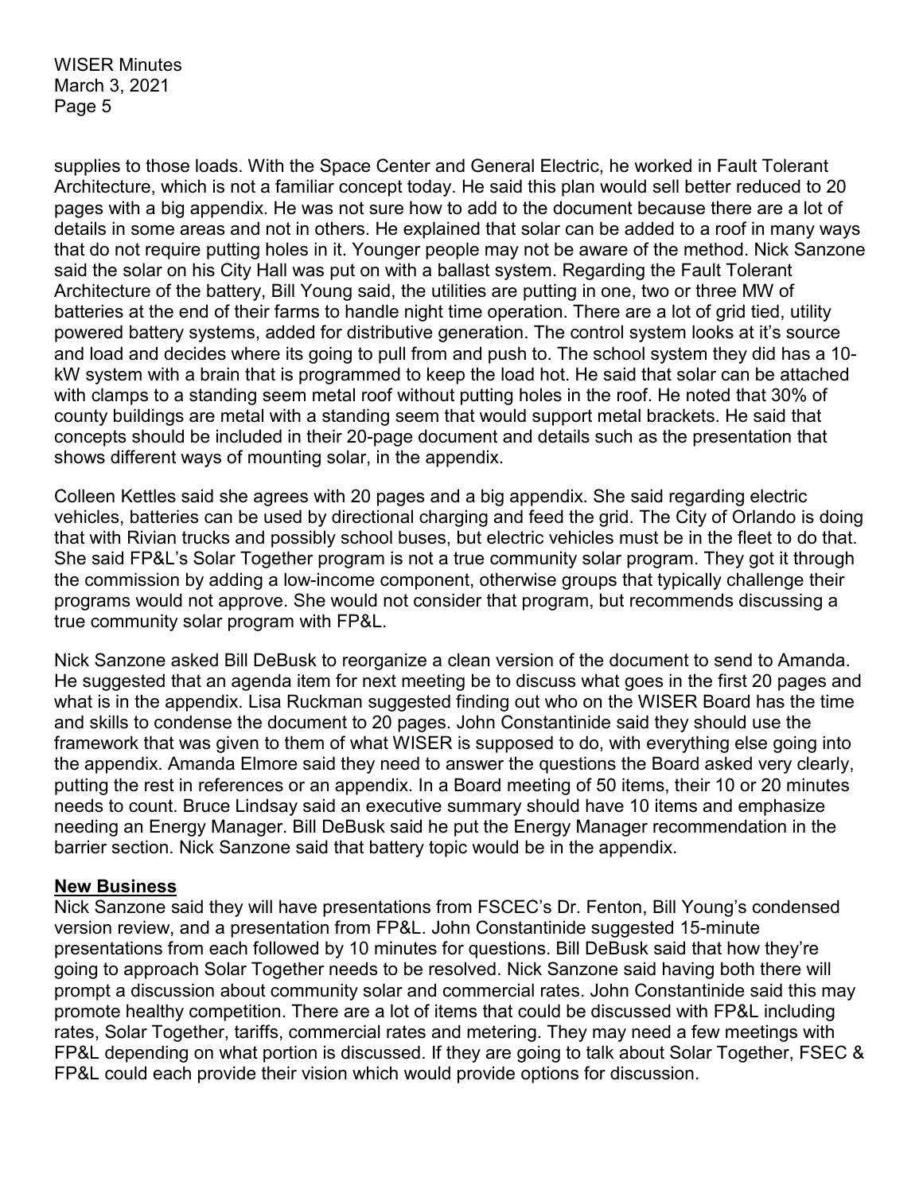supplies to those loads. With the Space Center and General Electric, he worked in Fault Tolerant Architecture, which is not a familiar concept today. He said this plan would sell better reduced to 20 pages with a big appendix. He was not sure how to add to the document because there are a lot of details in some areas and not in others. He explained that solar can be added to a roof in many ways that do not require putting holes in it. Younger people may not be aware of the method. Nick Sanzone said the solar on his City Hall was put on with a ballast system. Regarding the Fault Tolerant Architecture of the battery, Bill Young said, the utilities are putting in one, two or three MW of batteries at the end of their farms to handle night time operation. There are a lot of grid tied, utility powered battery systems, added for distributive generation. The control system looks at it's source and load and decides where its going to pull from and push to. The school system they did has a 10-kW system with a brain that is programmed to keep the load hot. He said that solar can be attached with clamps to a standing seem metal roof without putting holes in the roof. He noted that 30% of county buildings are metal with a standing seem that would support metal brackets. He said that concepts should be included in their 20-page document and details such as the presentation that shows different ways of mounting solar, in the appendix.

Colleen Kettles said she agrees with 20 pages and a big appendix. She said regarding electric vehicles, batteries can be used by directional charging and feed the grid. The City of Orlando is doing that with Rivian trucks and possibly school buses, but electric vehicles must be in the fleet to do that. She said FP&L's Solar Together program is not a true community solar program. They got it through the commission by adding a low-income component, otherwise groups that typically challenge their programs would not approve. She would not consider that program, but recommends discussing a true community solar program with FP&L.

Nick Sanzone asked Bill DeBusk to reorganize a clean version of the document to send to Amanda. He suggested that an agenda item for next meeting be to discuss what goes in the first 20 pages and what is in the appendix. Lisa Ruckman suggested finding out who on the WISER Board has the time and skills to condense the document to 20 pages. John Constantinide said they should use the framework that was given to them of what WISER is supposed to do, with everything else going into the appendix. Amanda Elmore said they need to answer the questions the Board asked very clearly, putting the rest in references or an appendix. In a Board meeting of 50 items, their 10 or 20 minutes needs to count. Bruce Lindsay said an executive summary should have 10 items and emphasize needing an Energy Manager. Bill DeBusk said he put the Energy Manager recommendation in the barrier section. Nick Sanzone said that battery topic would be in the appendix.

**New Business**

Nick Sanzone said they will have presentations from FSCEC's Dr. Fenton, Bill Young's condensed version review, and a presentation from FP&L. John Constantinide suggested 15-minute presentations from each followed by 10 minutes for questions. Bill DeBusk said that how they're going to approach Solar Together needs to be resolved. Nick Sanzone said having both there will prompt a discussion about community solar and commercial rates. John Constantinide said this may promote healthy competition. There are a lot of items that could be discussed with FP&L including rates, Solar Together, tariffs, commercial rates and metering. They may need a few meetings with FP&L depending on what portion is discussed. If they are going to talk about Solar Together, FSEC & FP&L could each provide their vision which would provide options for discussion.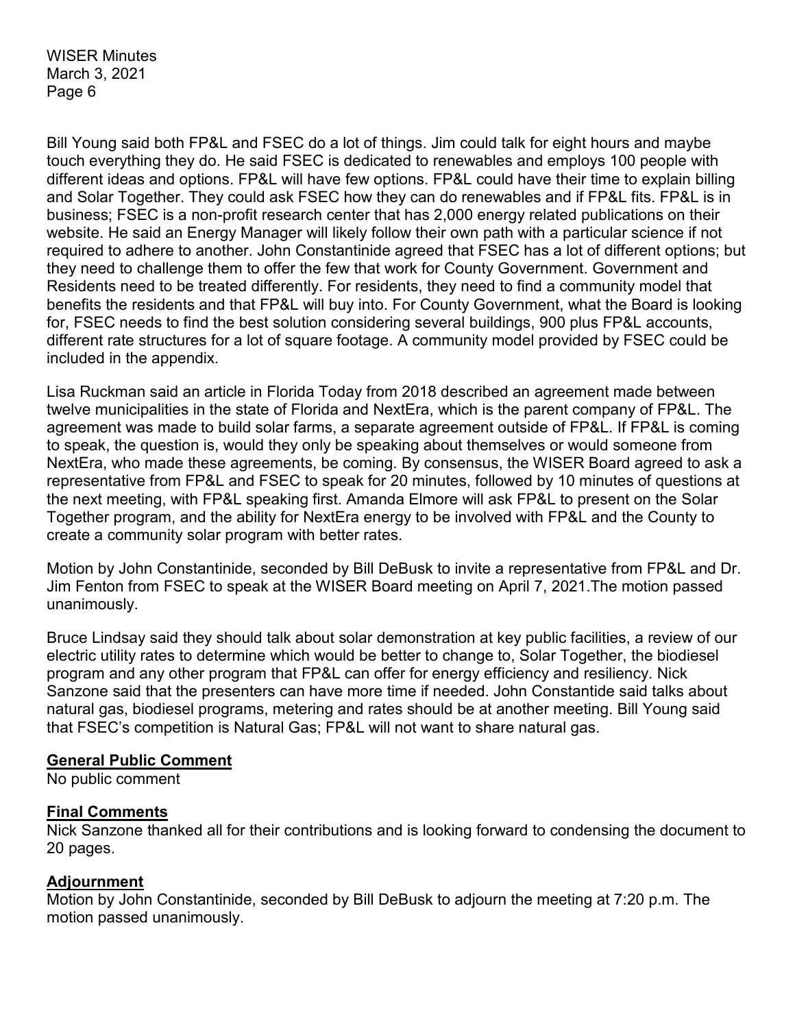Bill Young said both FP&L and FSEC do a lot of things. Jim could talk for eight hours and maybe touch everything they do. He said FSEC is dedicated to renewables and employs 100 people with different ideas and options. FP&L will have few options. FP&L could have their time to explain billing and Solar Together. They could ask FSEC how they can do renewables and if FP&L fits. FP&L is in business; FSEC is a non-profit research center that has 2,000 energy related publications on their website. He said an Energy Manager will likely follow their own path with a particular science if not required to adhere to another. John Constantinide agreed that FSEC has a lot of different options; but they need to challenge them to offer the few that work for County Government. Government and Residents need to be treated differently. For residents, they need to find a community model that benefits the residents and that FP&L will buy into. For County Government, what the Board is looking for, FSEC needs to find the best solution considering several buildings, 900 plus FP&L accounts, different rate structures for a lot of square footage. A community model provided by FSEC could be included in the appendix.

Lisa Ruckman said an article in Florida Today from 2018 described an agreement made between twelve municipalities in the state of Florida and NextEra, which is the parent company of FP&L. The agreement was made to build solar farms, a separate agreement outside of FP&L. If FP&L is coming to speak, the question is, would they only be speaking about themselves or would someone from NextEra, who made these agreements, be coming. By consensus, the WISER Board agreed to ask a representative from FP&L and FSEC to speak for 20 minutes, followed by 10 minutes of questions at the next meeting, with FP&L speaking first. Amanda Elmore will ask FP&L to present on the Solar Together program, and the ability for NextEra energy to be involved with FP&L and the County to create a community solar program with better rates.

Motion by John Constantinide, seconded by Bill DeBusk to invite a representative from FP&L and Dr. Jim Fenton from FSEC to speak at the WISER Board meeting on April 7, 2021.The motion passed unanimously.

Bruce Lindsay said they should talk about solar demonstration at key public facilities, a review of our electric utility rates to determine which would be better to change to, Solar Together, the biodiesel program and any other program that FP&L can offer for energy efficiency and resiliency. Nick Sanzone said that the presenters can have more time if needed. John Constantide said talks about natural gas, biodiesel programs, metering and rates should be at another meeting. Bill Young said that FSEC's competition is Natural Gas; FP&L will not want to share natural gas.

## General Public Comment

No public comment

## Final Comments

Nick Sanzone thanked all for their contributions and is looking forward to condensing the document to 20 pages.

## Adjournment

Motion by John Constantinide, seconded by Bill DeBusk to adjourn the meeting at 7:20 p.m. The motion passed unanimously.